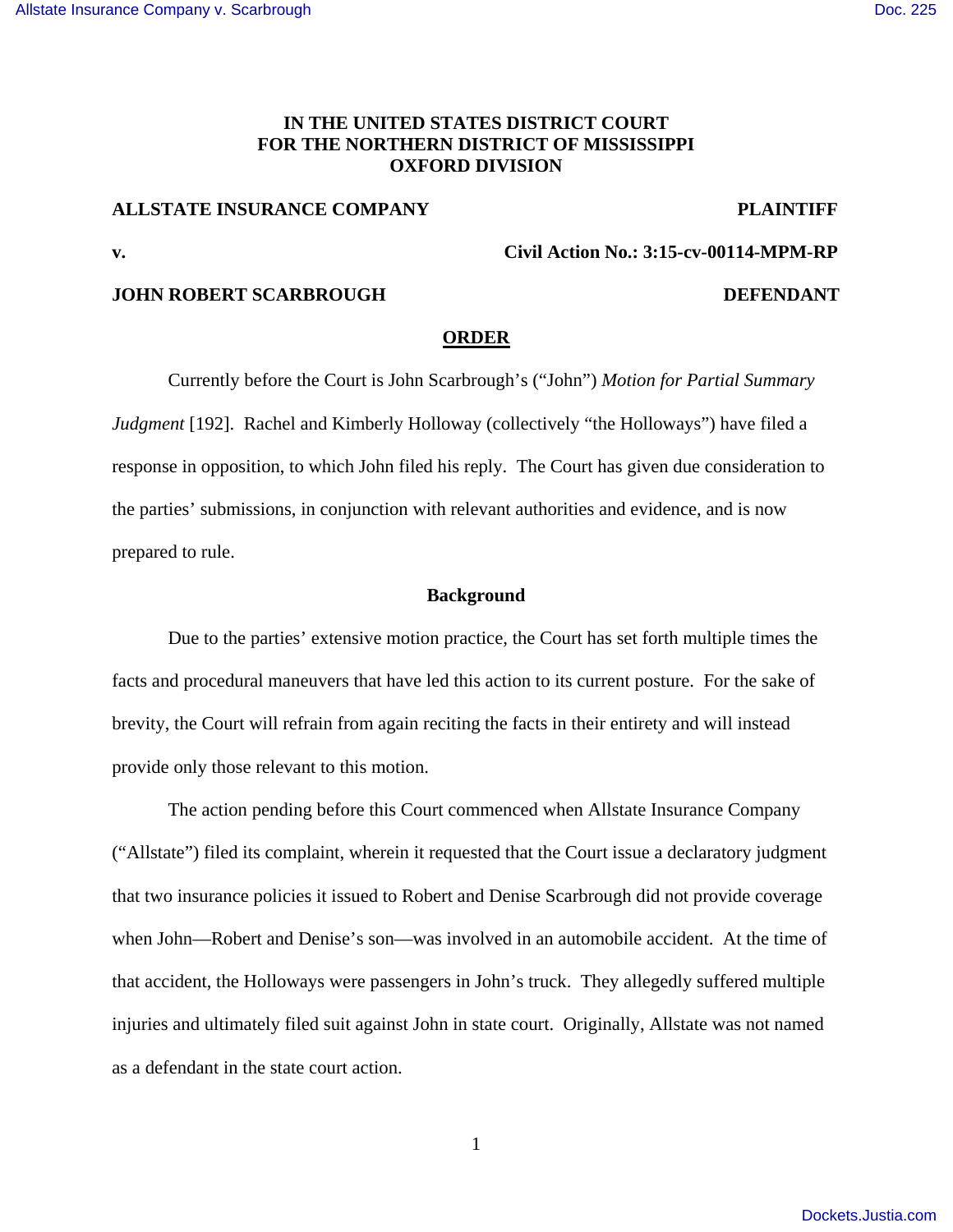**IN THE UNITED STATES DISTRICT COURT**
**FOR THE NORTHERN DISTRICT OF MISSISSIPPI**
**OXFORD DIVISION**

**ALLSTATE INSURANCE COMPANY** **PLAINTIFF**

**v.** **Civil Action No.: 3:15-cv-00114-MPM-RP**

**JOHN ROBERT SCARBROUGH** **DEFENDANT**

# ORDER

Currently before the Court is John Scarbrough's ("John") *Motion for Partial Summary Judgment* [192]. Rachel and Kimberly Holloway (collectively "the Holloways") have filed a response in opposition, to which John filed his reply. The Court has given due consideration to the parties' submissions, in conjunction with relevant authorities and evidence, and is now prepared to rule.

## Background

Due to the parties' extensive motion practice, the Court has set forth multiple times the facts and procedural maneuvers that have led this action to its current posture. For the sake of brevity, the Court will refrain from again reciting the facts in their entirety and will instead provide only those relevant to this motion.

The action pending before this Court commenced when Allstate Insurance Company ("Allstate") filed its complaint, wherein it requested that the Court issue a declaratory judgment that two insurance policies it issued to Robert and Denise Scarbrough did not provide coverage when John—Robert and Denise's son—was involved in an automobile accident. At the time of that accident, the Holloways were passengers in John's truck. They allegedly suffered multiple injuries and ultimately filed suit against John in state court. Originally, Allstate was not named as a defendant in the state court action.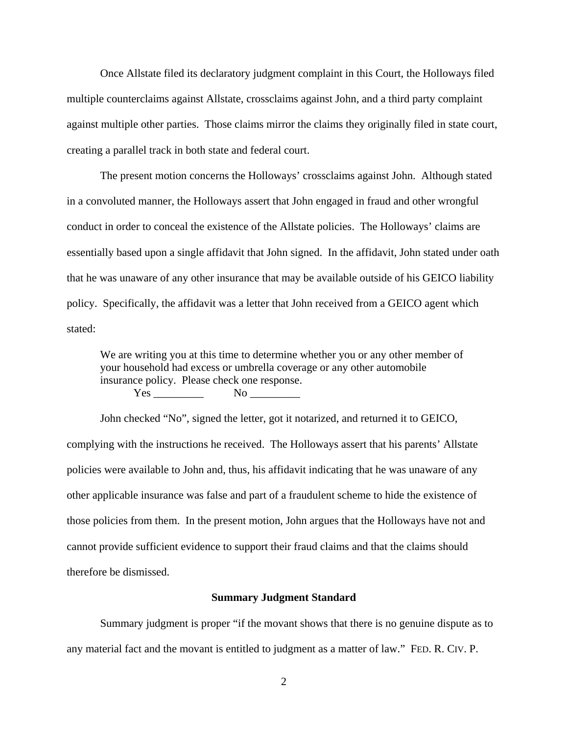Once Allstate filed its declaratory judgment complaint in this Court, the Holloways filed multiple counterclaims against Allstate, crossclaims against John, and a third party complaint against multiple other parties. Those claims mirror the claims they originally filed in state court, creating a parallel track in both state and federal court.

The present motion concerns the Holloways' crossclaims against John. Although stated in a convoluted manner, the Holloways assert that John engaged in fraud and other wrongful conduct in order to conceal the existence of the Allstate policies. The Holloways' claims are essentially based upon a single affidavit that John signed. In the affidavit, John stated under oath that he was unaware of any other insurance that may be available outside of his GEICO liability policy. Specifically, the affidavit was a letter that John received from a GEICO agent which stated:

> We are writing you at this time to determine whether you or any other member of your household had excess or umbrella coverage or any other automobile insurance policy. Please check one response.
>
> Yes _________ No _________

John checked "No", signed the letter, got it notarized, and returned it to GEICO, complying with the instructions he received. The Holloways assert that his parents' Allstate policies were available to John and, thus, his affidavit indicating that he was unaware of any other applicable insurance was false and part of a fraudulent scheme to hide the existence of those policies from them. In the present motion, John argues that the Holloways have not and cannot provide sufficient evidence to support their fraud claims and that the claims should therefore be dismissed.

## Summary Judgment Standard

Summary judgment is proper "if the movant shows that there is no genuine dispute as to any material fact and the movant is entitled to judgment as a matter of law." FED. R. CIV. P.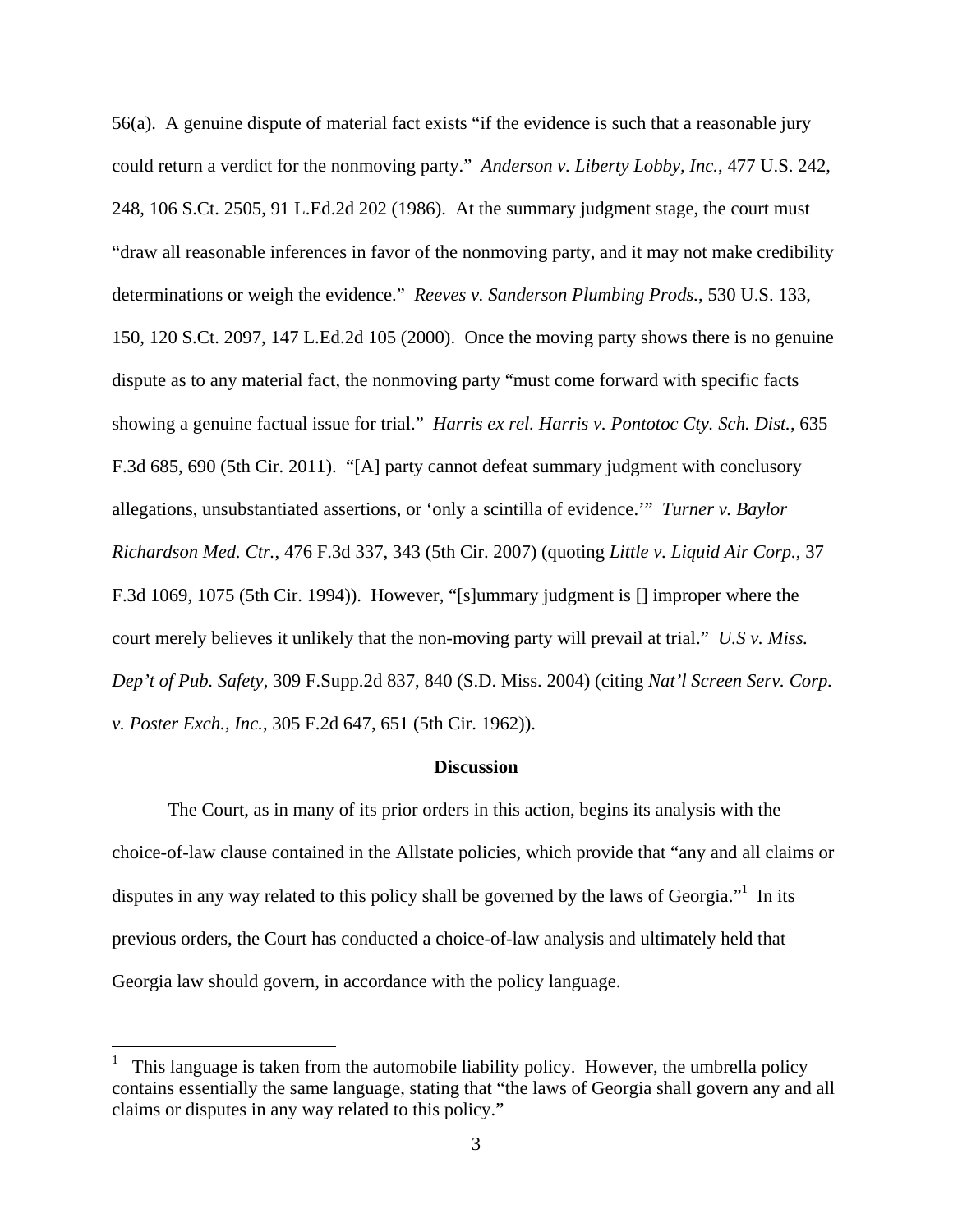56(a). A genuine dispute of material fact exists "if the evidence is such that a reasonable jury could return a verdict for the nonmoving party." *Anderson v. Liberty Lobby, Inc.*, 477 U.S. 242, 248, 106 S.Ct. 2505, 91 L.Ed.2d 202 (1986). At the summary judgment stage, the court must "draw all reasonable inferences in favor of the nonmoving party, and it may not make credibility determinations or weigh the evidence." *Reeves v. Sanderson Plumbing Prods.*, 530 U.S. 133, 150, 120 S.Ct. 2097, 147 L.Ed.2d 105 (2000). Once the moving party shows there is no genuine dispute as to any material fact, the nonmoving party "must come forward with specific facts showing a genuine factual issue for trial." *Harris ex rel. Harris v. Pontotoc Cty. Sch. Dist.*, 635 F.3d 685, 690 (5th Cir. 2011). "[A] party cannot defeat summary judgment with conclusory allegations, unsubstantiated assertions, or 'only a scintilla of evidence.'" *Turner v. Baylor Richardson Med. Ctr.*, 476 F.3d 337, 343 (5th Cir. 2007) (quoting *Little v. Liquid Air Corp.*, 37 F.3d 1069, 1075 (5th Cir. 1994)). However, "[s]ummary judgment is [] improper where the court merely believes it unlikely that the non-moving party will prevail at trial." *U.S v. Miss. Dep't of Pub. Safety*, 309 F.Supp.2d 837, 840 (S.D. Miss. 2004) (citing *Nat'l Screen Serv. Corp. v. Poster Exch., Inc.*, 305 F.2d 647, 651 (5th Cir. 1962)).

**Discussion**

The Court, as in many of its prior orders in this action, begins its analysis with the choice-of-law clause contained in the Allstate policies, which provide that "any and all claims or disputes in any way related to this policy shall be governed by the laws of Georgia."[1] In its previous orders, the Court has conducted a choice-of-law analysis and ultimately held that Georgia law should govern, in accordance with the policy language.

---

[1] This language is taken from the automobile liability policy. However, the umbrella policy contains essentially the same language, stating that "the laws of Georgia shall govern any and all claims or disputes in any way related to this policy."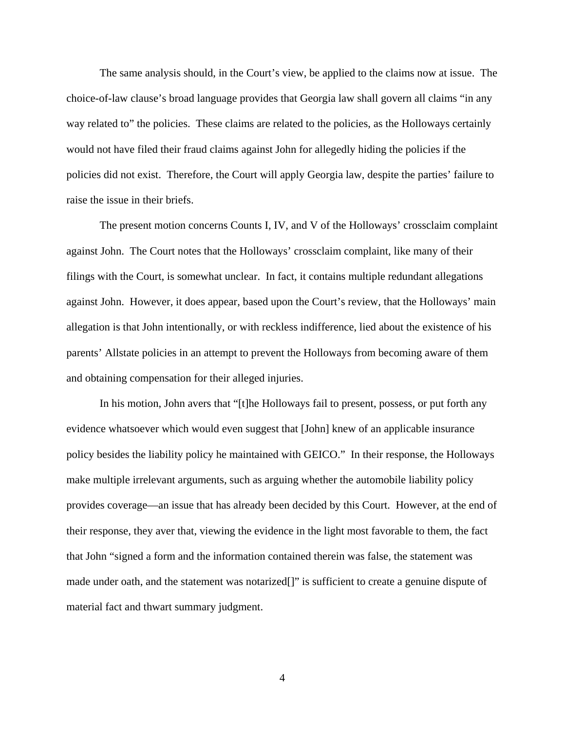The same analysis should, in the Court's view, be applied to the claims now at issue. The choice-of-law clause's broad language provides that Georgia law shall govern all claims "in any way related to" the policies. These claims are related to the policies, as the Holloways certainly would not have filed their fraud claims against John for allegedly hiding the policies if the policies did not exist. Therefore, the Court will apply Georgia law, despite the parties' failure to raise the issue in their briefs.

The present motion concerns Counts I, IV, and V of the Holloways' crossclaim complaint against John. The Court notes that the Holloways' crossclaim complaint, like many of their filings with the Court, is somewhat unclear. In fact, it contains multiple redundant allegations against John. However, it does appear, based upon the Court's review, that the Holloways' main allegation is that John intentionally, or with reckless indifference, lied about the existence of his parents' Allstate policies in an attempt to prevent the Holloways from becoming aware of them and obtaining compensation for their alleged injuries.

In his motion, John avers that "[t]he Holloways fail to present, possess, or put forth any evidence whatsoever which would even suggest that [John] knew of an applicable insurance policy besides the liability policy he maintained with GEICO." In their response, the Holloways make multiple irrelevant arguments, such as arguing whether the automobile liability policy provides coverage—an issue that has already been decided by this Court. However, at the end of their response, they aver that, viewing the evidence in the light most favorable to them, the fact that John "signed a form and the information contained therein was false, the statement was made under oath, and the statement was notarized[]" is sufficient to create a genuine dispute of material fact and thwart summary judgment.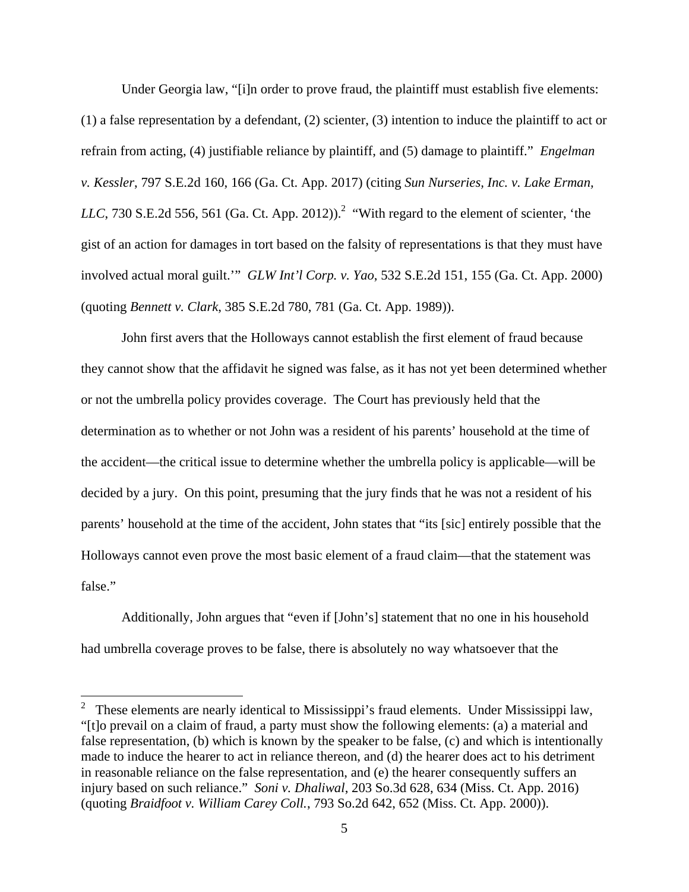Under Georgia law, "[i]n order to prove fraud, the plaintiff must establish five elements: (1) a false representation by a defendant, (2) scienter, (3) intention to induce the plaintiff to act or refrain from acting, (4) justifiable reliance by plaintiff, and (5) damage to plaintiff." *Engelman v. Kessler*, 797 S.E.2d 160, 166 (Ga. Ct. App. 2017) (citing *Sun Nurseries, Inc. v. Lake Erman, LLC*, 730 S.E.2d 556, 561 (Ga. Ct. App. 2012)).[2] "With regard to the element of scienter, 'the gist of an action for damages in tort based on the falsity of representations is that they must have involved actual moral guilt.'" *GLW Int'l Corp. v. Yao*, 532 S.E.2d 151, 155 (Ga. Ct. App. 2000) (quoting *Bennett v. Clark*, 385 S.E.2d 780, 781 (Ga. Ct. App. 1989)).

John first avers that the Holloways cannot establish the first element of fraud because they cannot show that the affidavit he signed was false, as it has not yet been determined whether or not the umbrella policy provides coverage. The Court has previously held that the determination as to whether or not John was a resident of his parents' household at the time of the accident—the critical issue to determine whether the umbrella policy is applicable—will be decided by a jury. On this point, presuming that the jury finds that he was not a resident of his parents' household at the time of the accident, John states that "its [sic] entirely possible that the Holloways cannot even prove the most basic element of a fraud claim—that the statement was false."

Additionally, John argues that "even if [John's] statement that no one in his household had umbrella coverage proves to be false, there is absolutely no way whatsoever that the

---

[2] These elements are nearly identical to Mississippi's fraud elements. Under Mississippi law, "[t]o prevail on a claim of fraud, a party must show the following elements: (a) a material and false representation, (b) which is known by the speaker to be false, (c) and which is intentionally made to induce the hearer to act in reliance thereon, and (d) the hearer does act to his detriment in reasonable reliance on the false representation, and (e) the hearer consequently suffers an injury based on such reliance." *Soni v. Dhaliwal*, 203 So.3d 628, 634 (Miss. Ct. App. 2016) (quoting *Braidfoot v. William Carey Coll.*, 793 So.2d 642, 652 (Miss. Ct. App. 2000)).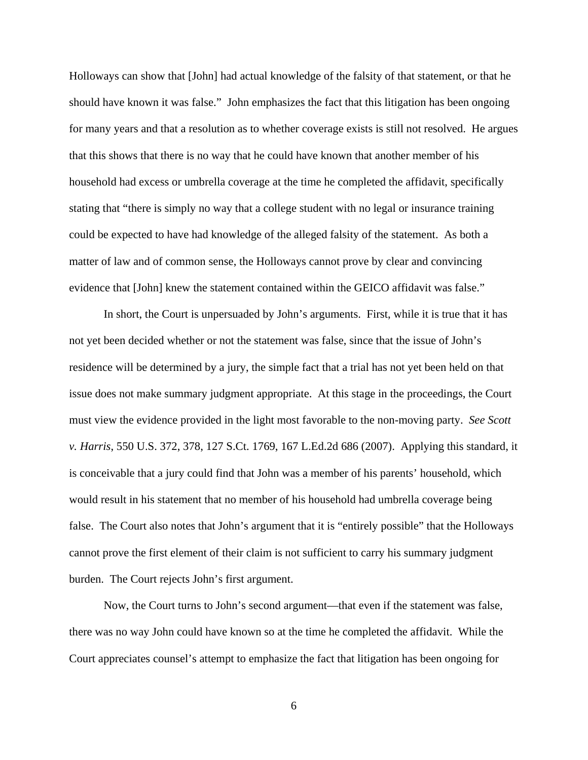Holloways can show that [John] had actual knowledge of the falsity of that statement, or that he should have known it was false." John emphasizes the fact that this litigation has been ongoing for many years and that a resolution as to whether coverage exists is still not resolved. He argues that this shows that there is no way that he could have known that another member of his household had excess or umbrella coverage at the time he completed the affidavit, specifically stating that "there is simply no way that a college student with no legal or insurance training could be expected to have had knowledge of the alleged falsity of the statement. As both a matter of law and of common sense, the Holloways cannot prove by clear and convincing evidence that [John] knew the statement contained within the GEICO affidavit was false."

In short, the Court is unpersuaded by John's arguments. First, while it is true that it has not yet been decided whether or not the statement was false, since that the issue of John's residence will be determined by a jury, the simple fact that a trial has not yet been held on that issue does not make summary judgment appropriate. At this stage in the proceedings, the Court must view the evidence provided in the light most favorable to the non-moving party. *See Scott v. Harris*, 550 U.S. 372, 378, 127 S.Ct. 1769, 167 L.Ed.2d 686 (2007). Applying this standard, it is conceivable that a jury could find that John was a member of his parents' household, which would result in his statement that no member of his household had umbrella coverage being false. The Court also notes that John's argument that it is "entirely possible" that the Holloways cannot prove the first element of their claim is not sufficient to carry his summary judgment burden. The Court rejects John's first argument.

Now, the Court turns to John's second argument—that even if the statement was false, there was no way John could have known so at the time he completed the affidavit. While the Court appreciates counsel's attempt to emphasize the fact that litigation has been ongoing for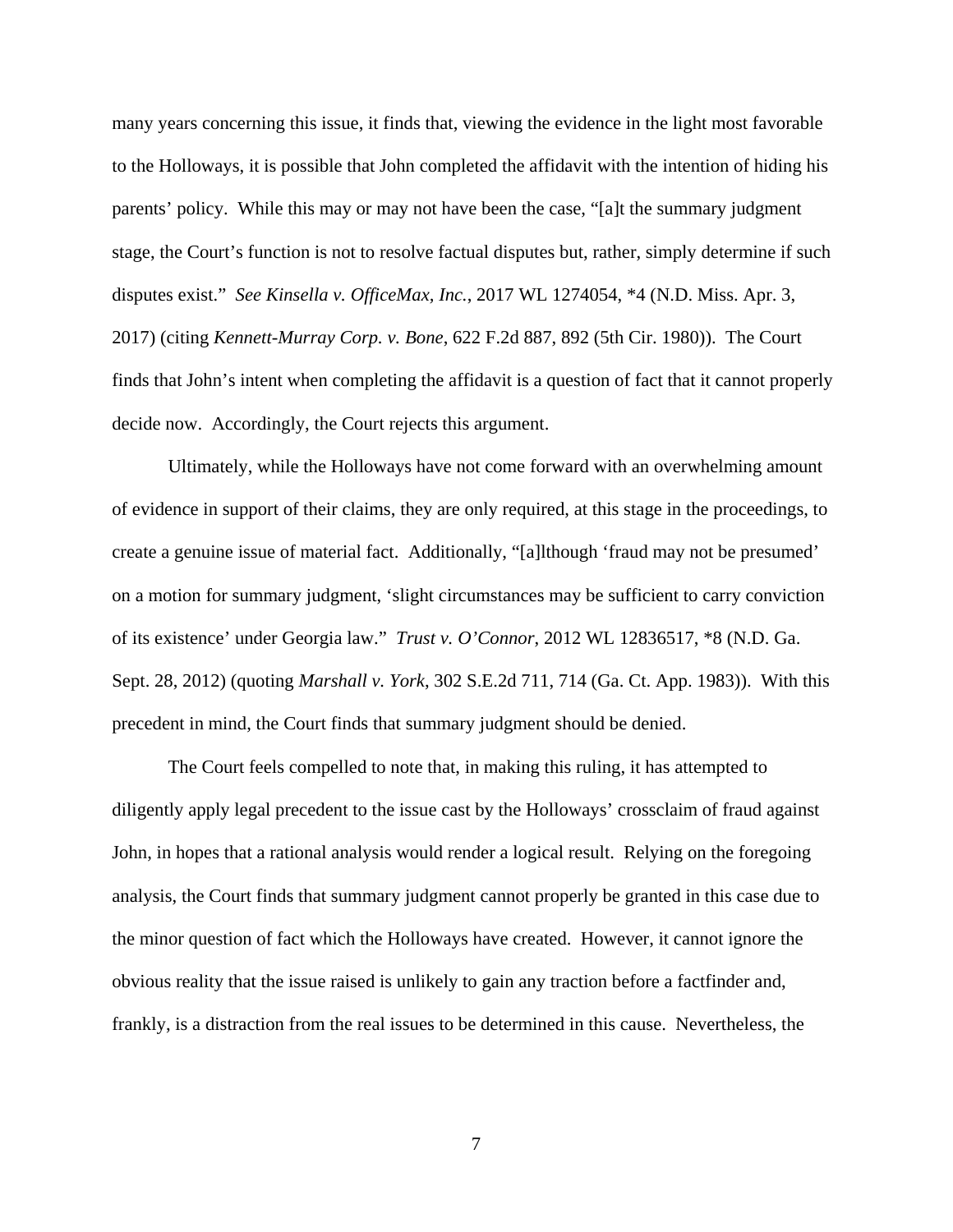many years concerning this issue, it finds that, viewing the evidence in the light most favorable to the Holloways, it is possible that John completed the affidavit with the intention of hiding his parents' policy. While this may or may not have been the case, "[a]t the summary judgment stage, the Court's function is not to resolve factual disputes but, rather, simply determine if such disputes exist." *See Kinsella v. OfficeMax, Inc.*, 2017 WL 1274054, *4 (N.D. Miss. Apr. 3, 2017) (citing *Kennett-Murray Corp. v. Bone*, 622 F.2d 887, 892 (5th Cir. 1980)). The Court finds that John's intent when completing the affidavit is a question of fact that it cannot properly decide now. Accordingly, the Court rejects this argument.

Ultimately, while the Holloways have not come forward with an overwhelming amount of evidence in support of their claims, they are only required, at this stage in the proceedings, to create a genuine issue of material fact. Additionally, "[a]lthough 'fraud may not be presumed' on a motion for summary judgment, 'slight circumstances may be sufficient to carry conviction of its existence' under Georgia law." *Trust v. O'Connor*, 2012 WL 12836517, *8 (N.D. Ga. Sept. 28, 2012) (quoting *Marshall v. York*, 302 S.E.2d 711, 714 (Ga. Ct. App. 1983)). With this precedent in mind, the Court finds that summary judgment should be denied.

The Court feels compelled to note that, in making this ruling, it has attempted to diligently apply legal precedent to the issue cast by the Holloways' crossclaim of fraud against John, in hopes that a rational analysis would render a logical result. Relying on the foregoing analysis, the Court finds that summary judgment cannot properly be granted in this case due to the minor question of fact which the Holloways have created. However, it cannot ignore the obvious reality that the issue raised is unlikely to gain any traction before a factfinder and, frankly, is a distraction from the real issues to be determined in this cause. Nevertheless, the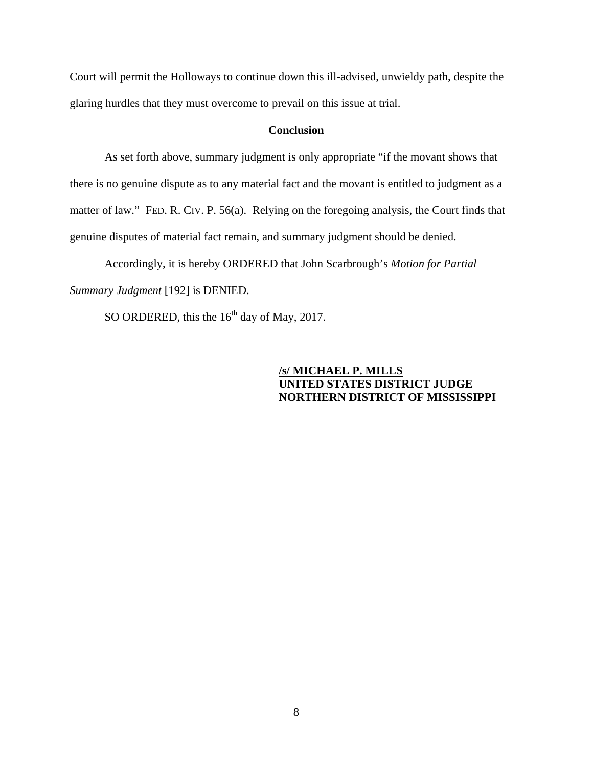Court will permit the Holloways to continue down this ill-advised, unwieldy path, despite the glaring hurdles that they must overcome to prevail on this issue at trial.

## Conclusion

As set forth above, summary judgment is only appropriate "if the movant shows that there is no genuine dispute as to any material fact and the movant is entitled to judgment as a matter of law." FED. R. CIV. P. 56(a). Relying on the foregoing analysis, the Court finds that genuine disputes of material fact remain, and summary judgment should be denied.

Accordingly, it is hereby ORDERED that John Scarbrough's *Motion for Partial Summary Judgment* [192] is DENIED.

SO ORDERED, this the 16th day of May, 2017.

**/s/ MICHAEL P. MILLS**
**UNITED STATES DISTRICT JUDGE**
**NORTHERN DISTRICT OF MISSISSIPPI**